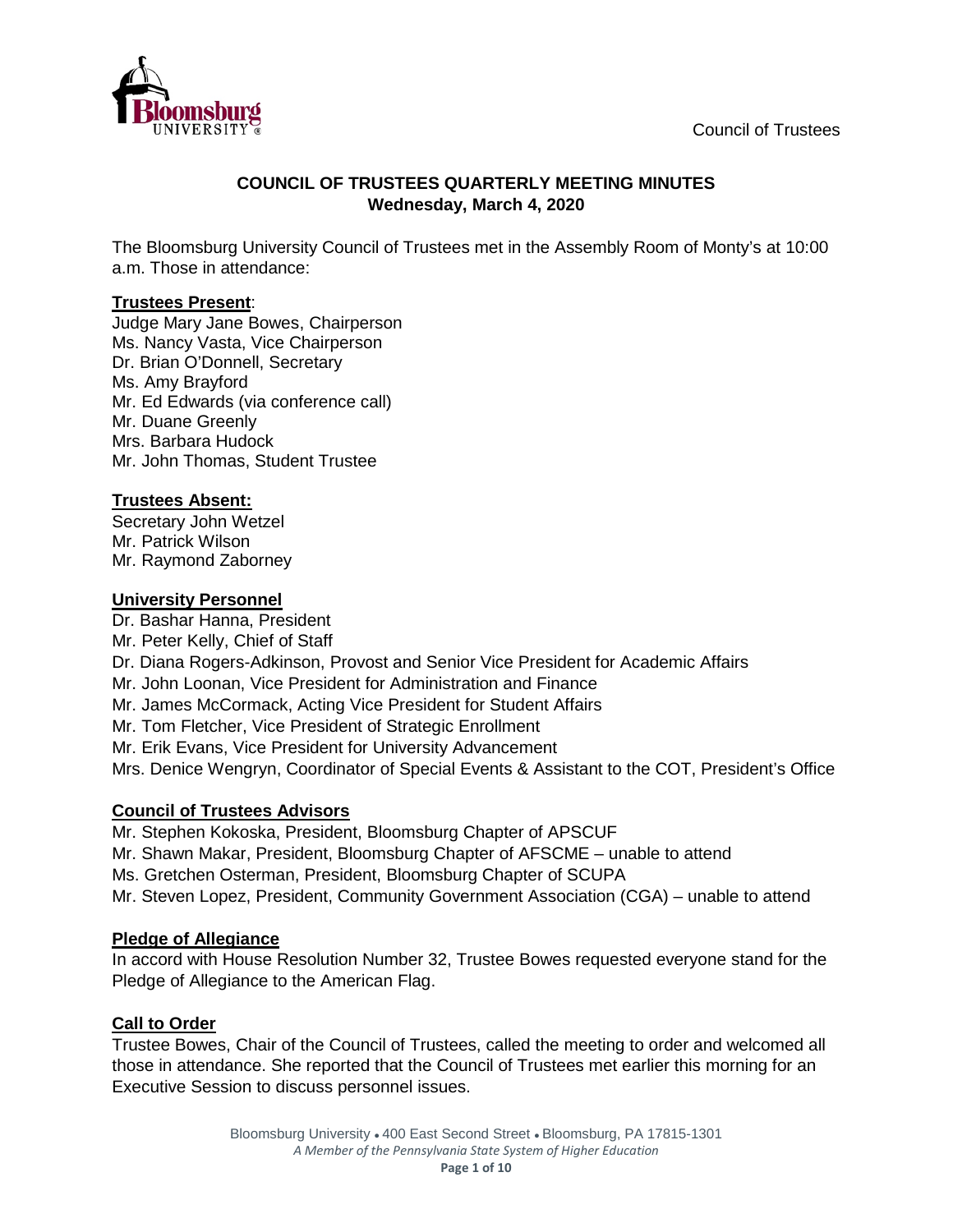Council of Trustees

# COUNCIL OF TRUSTEES QUARTERLY MEETING MINUTES
## Wednesday, March 4, 2020

The Bloomsburg University Council of Trustees met in the Assembly Room of Monty's at 10:00 a.m. Those in attendance:

### Trustees Present:

Judge Mary Jane Bowes, Chairperson
Ms. Nancy Vasta, Vice Chairperson
Dr. Brian O'Donnell, Secretary
Ms. Amy Brayford
Mr. Ed Edwards (via conference call)
Mr. Duane Greenly
Mrs. Barbara Hudock
Mr. John Thomas, Student Trustee

### Trustees Absent:

Secretary John Wetzel
Mr. Patrick Wilson
Mr. Raymond Zaborney

### University Personnel

Dr. Bashar Hanna, President
Mr. Peter Kelly, Chief of Staff
Dr. Diana Rogers-Adkinson, Provost and Senior Vice President for Academic Affairs
Mr. John Loonan, Vice President for Administration and Finance
Mr. James McCormack, Acting Vice President for Student Affairs
Mr. Tom Fletcher, Vice President of Strategic Enrollment
Mr. Erik Evans, Vice President for University Advancement
Mrs. Denice Wengryn, Coordinator of Special Events & Assistant to the COT, President's Office

### Council of Trustees Advisors

Mr. Stephen Kokoska, President, Bloomsburg Chapter of APSCUF
Mr. Shawn Makar, President, Bloomsburg Chapter of AFSCME – unable to attend
Ms. Gretchen Osterman, President, Bloomsburg Chapter of SCUPA
Mr. Steven Lopez, President, Community Government Association (CGA) – unable to attend

### Pledge of Allegiance

In accord with House Resolution Number 32, Trustee Bowes requested everyone stand for the Pledge of Allegiance to the American Flag.

### Call to Order

Trustee Bowes, Chair of the Council of Trustees, called the meeting to order and welcomed all those in attendance. She reported that the Council of Trustees met earlier this morning for an Executive Session to discuss personnel issues.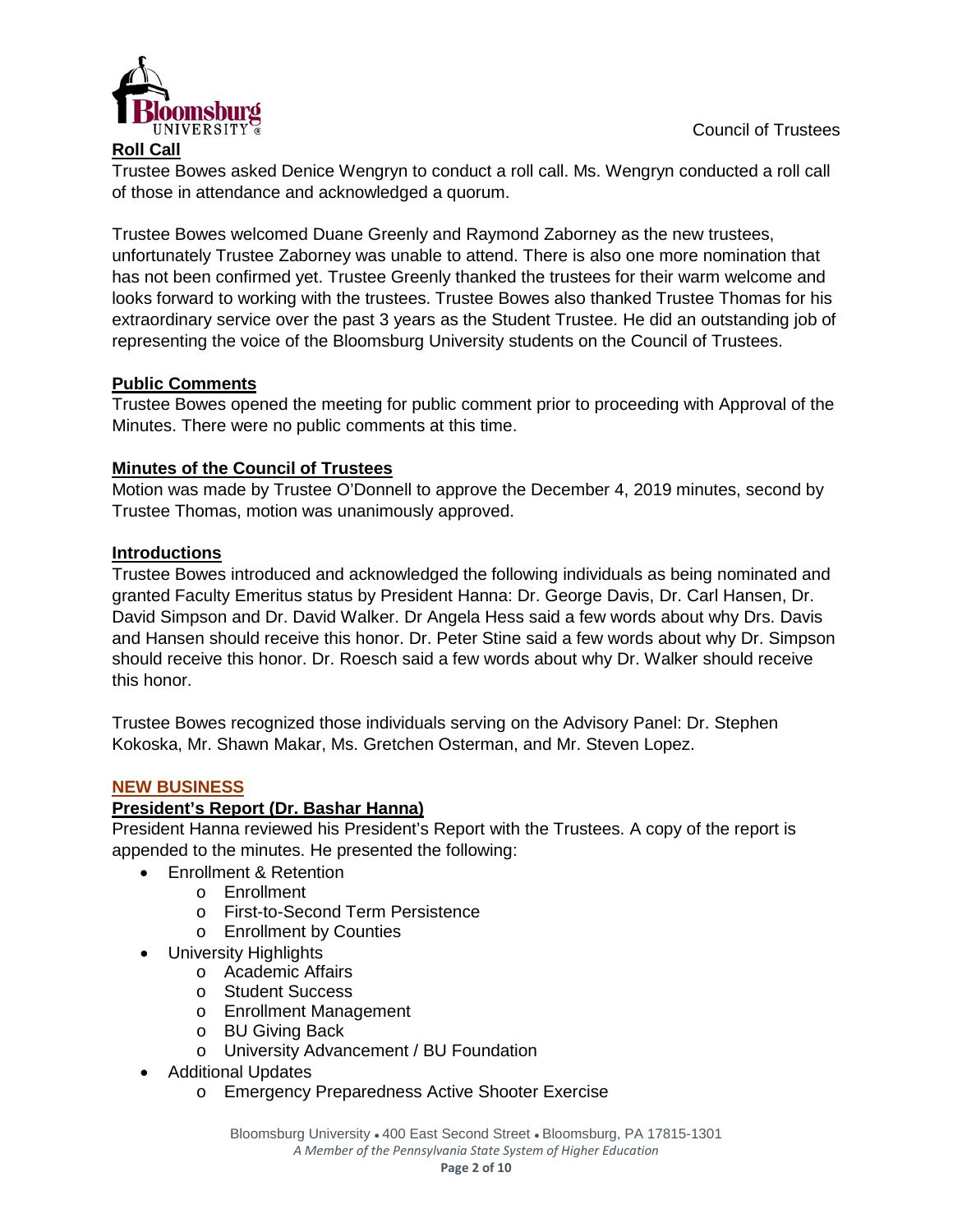**Roll Call**

Trustee Bowes asked Denice Wengryn to conduct a roll call. Ms. Wengryn conducted a roll call of those in attendance and acknowledged a quorum.

Trustee Bowes welcomed Duane Greenly and Raymond Zaborney as the new trustees, unfortunately Trustee Zaborney was unable to attend. There is also one more nomination that has not been confirmed yet. Trustee Greenly thanked the trustees for their warm welcome and looks forward to working with the trustees. Trustee Bowes also thanked Trustee Thomas for his extraordinary service over the past 3 years as the Student Trustee. He did an outstanding job of representing the voice of the Bloomsburg University students on the Council of Trustees.

**Public Comments**

Trustee Bowes opened the meeting for public comment prior to proceeding with Approval of the Minutes. There were no public comments at this time.

**Minutes of the Council of Trustees**

Motion was made by Trustee O'Donnell to approve the December 4, 2019 minutes, second by Trustee Thomas, motion was unanimously approved.

**Introductions**

Trustee Bowes introduced and acknowledged the following individuals as being nominated and granted Faculty Emeritus status by President Hanna: Dr. George Davis, Dr. Carl Hansen, Dr. David Simpson and Dr. David Walker. Dr Angela Hess said a few words about why Drs. Davis and Hansen should receive this honor. Dr. Peter Stine said a few words about why Dr. Simpson should receive this honor. Dr. Roesch said a few words about why Dr. Walker should receive this honor.

Trustee Bowes recognized those individuals serving on the Advisory Panel: Dr. Stephen Kokoska, Mr. Shawn Makar, Ms. Gretchen Osterman, and Mr. Steven Lopez.

## NEW BUSINESS

**President's Report (Dr. Bashar Hanna)**

President Hanna reviewed his President's Report with the Trustees. A copy of the report is appended to the minutes. He presented the following:

- Enrollment & Retention
  - Enrollment
  - First-to-Second Term Persistence
  - Enrollment by Counties
- University Highlights
  - Academic Affairs
  - Student Success
  - Enrollment Management
  - BU Giving Back
  - University Advancement / BU Foundation
- Additional Updates
  - Emergency Preparedness Active Shooter Exercise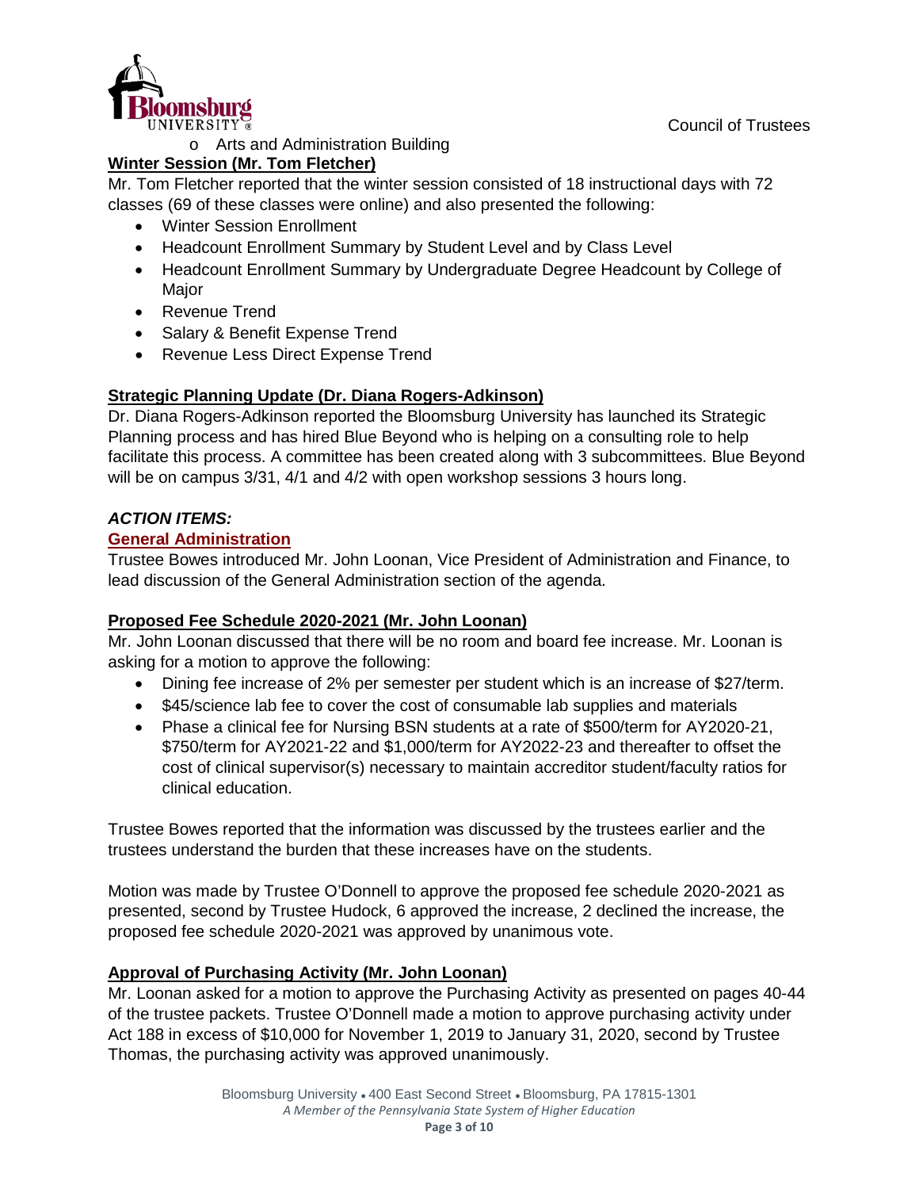- Arts and Administration Building

**Winter Session (Mr. Tom Fletcher)**

Mr. Tom Fletcher reported that the winter session consisted of 18 instructional days with 72 classes (69 of these classes were online) and also presented the following:

- Winter Session Enrollment
- Headcount Enrollment Summary by Student Level and by Class Level
- Headcount Enrollment Summary by Undergraduate Degree Headcount by College of Major
- Revenue Trend
- Salary & Benefit Expense Trend
- Revenue Less Direct Expense Trend

**Strategic Planning Update (Dr. Diana Rogers-Adkinson)**

Dr. Diana Rogers-Adkinson reported the Bloomsburg University has launched its Strategic Planning process and has hired Blue Beyond who is helping on a consulting role to help facilitate this process. A committee has been created along with 3 subcommittees. Blue Beyond will be on campus 3/31, 4/1 and 4/2 with open workshop sessions 3 hours long.

***ACTION ITEMS:***

**General Administration**

Trustee Bowes introduced Mr. John Loonan, Vice President of Administration and Finance, to lead discussion of the General Administration section of the agenda.

**Proposed Fee Schedule 2020-2021 (Mr. John Loonan)**

Mr. John Loonan discussed that there will be no room and board fee increase. Mr. Loonan is asking for a motion to approve the following:

- Dining fee increase of 2% per semester per student which is an increase of $27/term.
- $45/science lab fee to cover the cost of consumable lab supplies and materials
- Phase a clinical fee for Nursing BSN students at a rate of $500/term for AY2020-21, $750/term for AY2021-22 and $1,000/term for AY2022-23 and thereafter to offset the cost of clinical supervisor(s) necessary to maintain accreditor student/faculty ratios for clinical education.

Trustee Bowes reported that the information was discussed by the trustees earlier and the trustees understand the burden that these increases have on the students.

Motion was made by Trustee O'Donnell to approve the proposed fee schedule 2020-2021 as presented, second by Trustee Hudock, 6 approved the increase, 2 declined the increase, the proposed fee schedule 2020-2021 was approved by unanimous vote.

**Approval of Purchasing Activity (Mr. John Loonan)**

Mr. Loonan asked for a motion to approve the Purchasing Activity as presented on pages 40-44 of the trustee packets. Trustee O'Donnell made a motion to approve purchasing activity under Act 188 in excess of $10,000 for November 1, 2019 to January 31, 2020, second by Trustee Thomas, the purchasing activity was approved unanimously.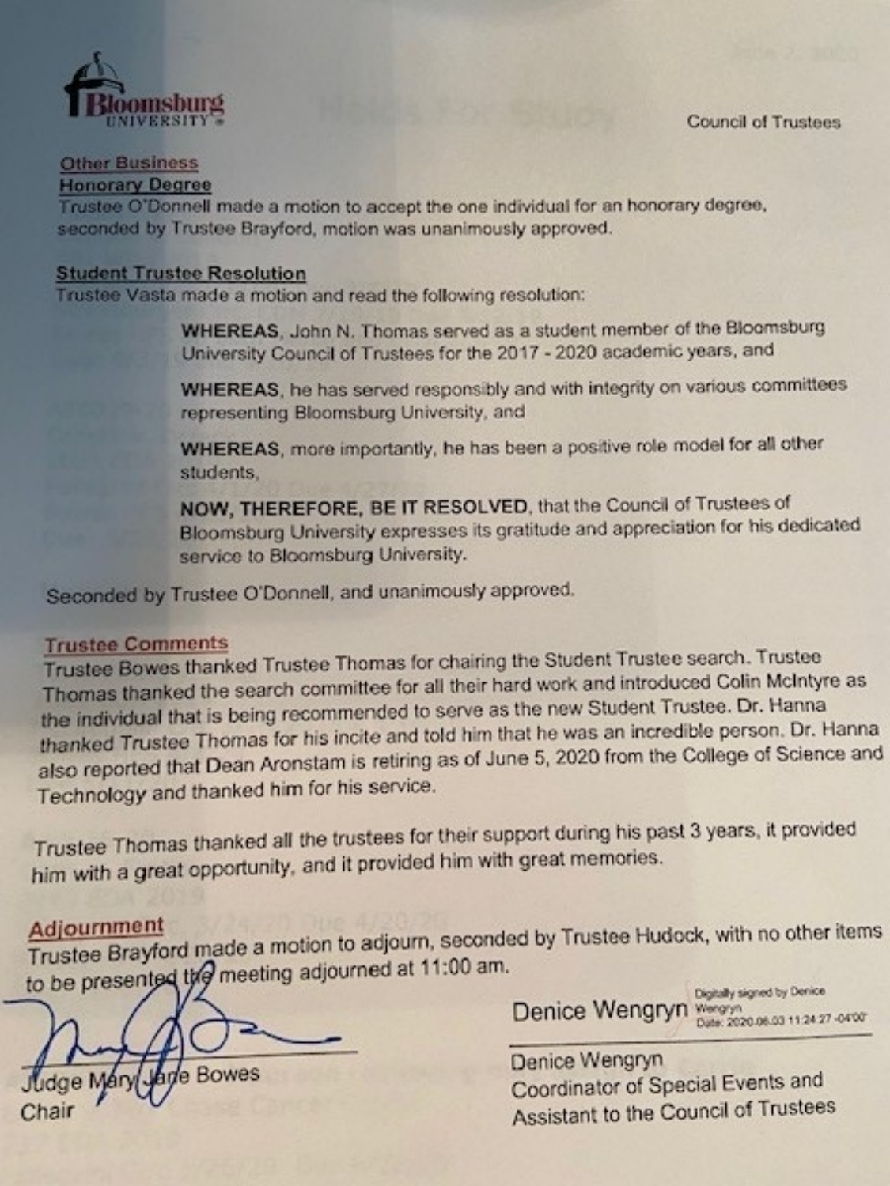Council of Trustees

**Other Business**

**Honorary Degree**

Trustee O'Donnell made a motion to accept the one individual for an honorary degree, seconded by Trustee Brayford, motion was unanimously approved.

**Student Trustee Resolution**

Trustee Vasta made a motion and read the following resolution:

> **WHEREAS**, John N. Thomas served as a student member of the Bloomsburg University Council of Trustees for the 2017 - 2020 academic years, and
>
> **WHEREAS**, he has served responsibly and with integrity on various committees representing Bloomsburg University, and
>
> **WHEREAS**, more importantly, he has been a positive role model for all other students,
>
> **NOW, THEREFORE, BE IT RESOLVED**, that the Council of Trustees of Bloomsburg University expresses its gratitude and appreciation for his dedicated service to Bloomsburg University.

Seconded by Trustee O'Donnell, and unanimously approved.

**Trustee Comments**

Trustee Bowes thanked Trustee Thomas for chairing the Student Trustee search. Trustee Thomas thanked the search committee for all their hard work and introduced Colin McIntyre as the individual that is being recommended to serve as the new Student Trustee. Dr. Hanna thanked Trustee Thomas for his incite and told him that he was an incredible person. Dr. Hanna also reported that Dean Aronstam is retiring as of June 5, 2020 from the College of Science and Technology and thanked him for his service.

Trustee Thomas thanked all the trustees for their support during his past 3 years, it provided him with a great opportunity, and it provided him with great memories.

**Adjournment**

Trustee Brayford made a motion to adjourn, seconded by Trustee Hudock, with no other items to be presented the meeting adjourned at 11:00 am.

Judge Mary Jane Bowes
Chair

Denice Wengryn (Digitally signed by Denice Wengryn Date: 2020.06.03 11:24:27 -04'00')

Denice Wengryn
Coordinator of Special Events and Assistant to the Council of Trustees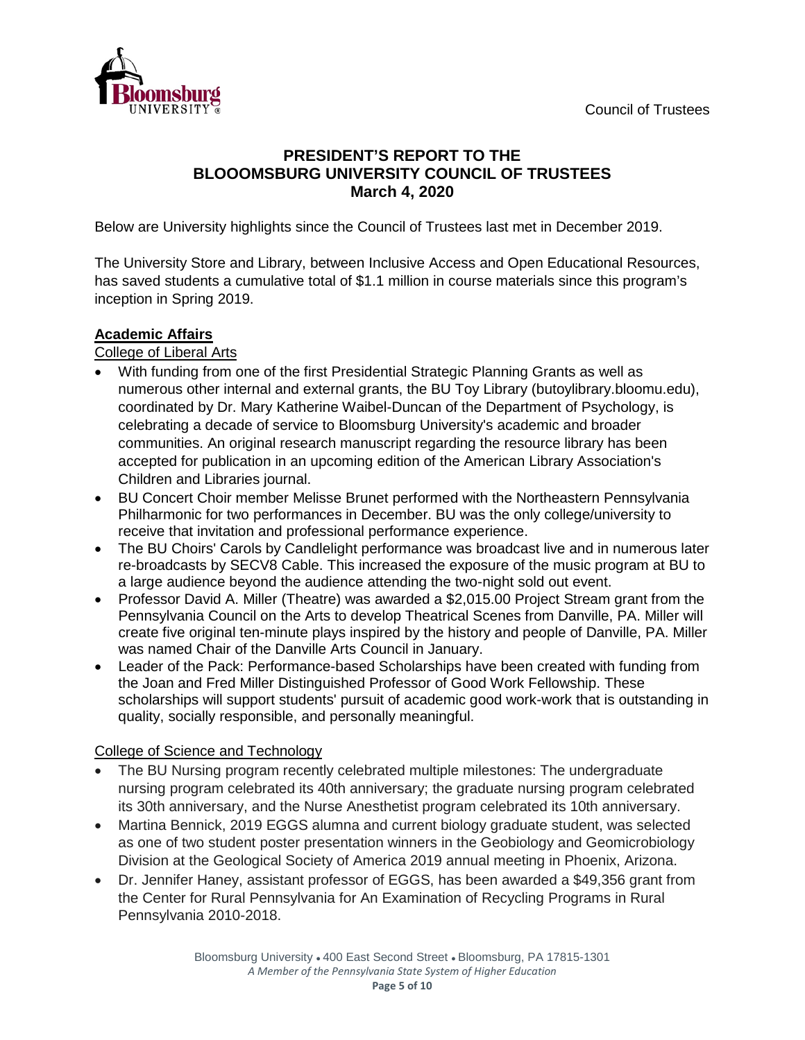# PRESIDENT'S REPORT TO THE BLOOOMSBURG UNIVERSITY COUNCIL OF TRUSTEES
## March 4, 2020

Below are University highlights since the Council of Trustees last met in December 2019.

The University Store and Library, between Inclusive Access and Open Educational Resources, has saved students a cumulative total of $1.1 million in course materials since this program's inception in Spring 2019.

### Academic Affairs

#### College of Liberal Arts

- With funding from one of the first Presidential Strategic Planning Grants as well as numerous other internal and external grants, the BU Toy Library (butoylibrary.bloomu.edu), coordinated by Dr. Mary Katherine Waibel-Duncan of the Department of Psychology, is celebrating a decade of service to Bloomsburg University's academic and broader communities. An original research manuscript regarding the resource library has been accepted for publication in an upcoming edition of the American Library Association's Children and Libraries journal.
- BU Concert Choir member Melisse Brunet performed with the Northeastern Pennsylvania Philharmonic for two performances in December. BU was the only college/university to receive that invitation and professional performance experience.
- The BU Choirs' Carols by Candlelight performance was broadcast live and in numerous later re-broadcasts by SECV8 Cable. This increased the exposure of the music program at BU to a large audience beyond the audience attending the two-night sold out event.
- Professor David A. Miller (Theatre) was awarded a $2,015.00 Project Stream grant from the Pennsylvania Council on the Arts to develop Theatrical Scenes from Danville, PA. Miller will create five original ten-minute plays inspired by the history and people of Danville, PA. Miller was named Chair of the Danville Arts Council in January.
- Leader of the Pack: Performance-based Scholarships have been created with funding from the Joan and Fred Miller Distinguished Professor of Good Work Fellowship. These scholarships will support students' pursuit of academic good work-work that is outstanding in quality, socially responsible, and personally meaningful.

#### College of Science and Technology

- The BU Nursing program recently celebrated multiple milestones: The undergraduate nursing program celebrated its 40th anniversary; the graduate nursing program celebrated its 30th anniversary, and the Nurse Anesthetist program celebrated its 10th anniversary.
- Martina Bennick, 2019 EGGS alumna and current biology graduate student, was selected as one of two student poster presentation winners in the Geobiology and Geomicrobiology Division at the Geological Society of America 2019 annual meeting in Phoenix, Arizona.
- Dr. Jennifer Haney, assistant professor of EGGS, has been awarded a $49,356 grant from the Center for Rural Pennsylvania for An Examination of Recycling Programs in Rural Pennsylvania 2010-2018.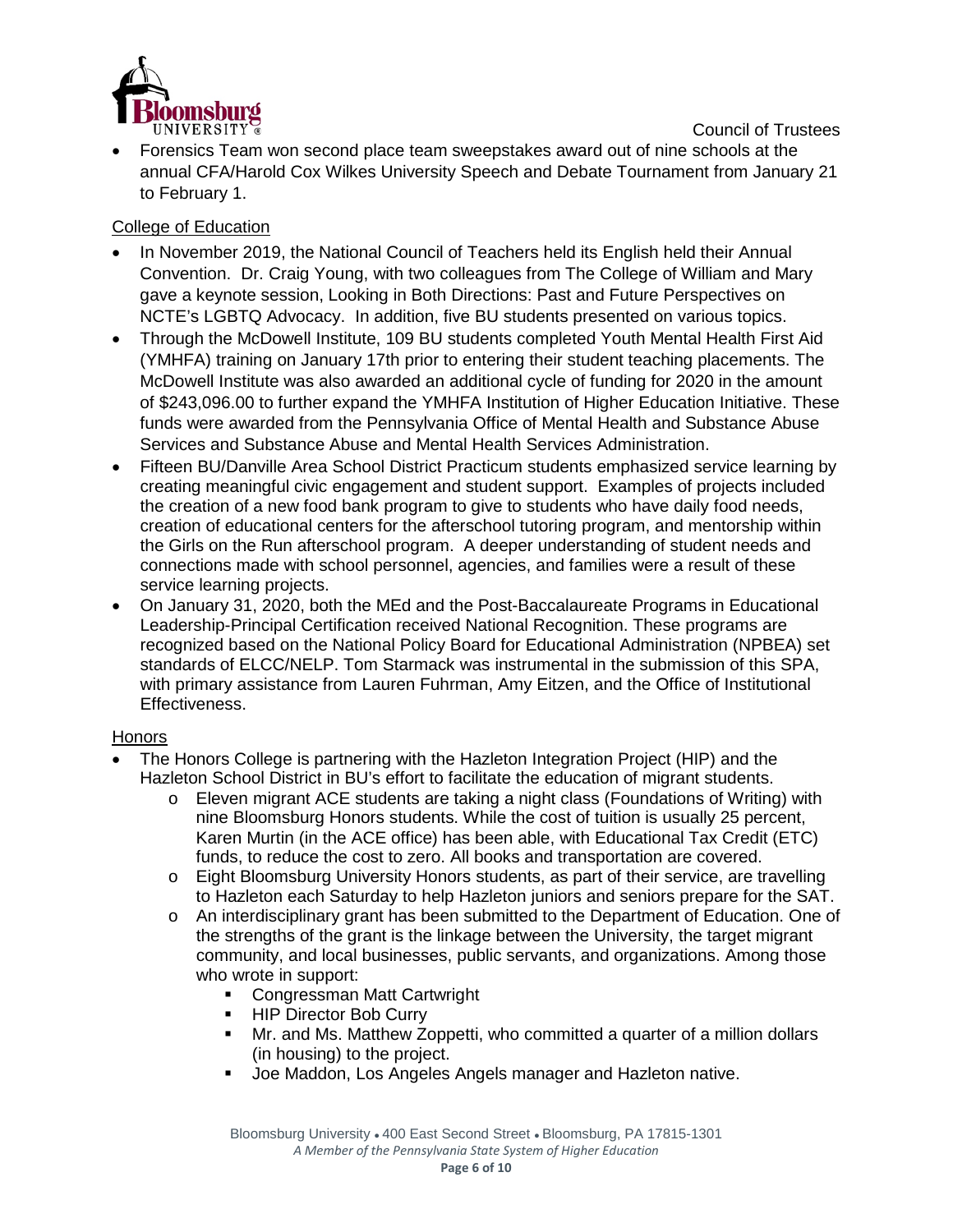- Forensics Team won second place team sweepstakes award out of nine schools at the annual CFA/Harold Cox Wilkes University Speech and Debate Tournament from January 21 to February 1.

College of Education

- In November 2019, the National Council of Teachers held its English held their Annual Convention. Dr. Craig Young, with two colleagues from The College of William and Mary gave a keynote session, Looking in Both Directions: Past and Future Perspectives on NCTE's LGBTQ Advocacy. In addition, five BU students presented on various topics.
- Through the McDowell Institute, 109 BU students completed Youth Mental Health First Aid (YMHFA) training on January 17th prior to entering their student teaching placements. The McDowell Institute was also awarded an additional cycle of funding for 2020 in the amount of $243,096.00 to further expand the YMHFA Institution of Higher Education Initiative. These funds were awarded from the Pennsylvania Office of Mental Health and Substance Abuse Services and Substance Abuse and Mental Health Services Administration.
- Fifteen BU/Danville Area School District Practicum students emphasized service learning by creating meaningful civic engagement and student support. Examples of projects included the creation of a new food bank program to give to students who have daily food needs, creation of educational centers for the afterschool tutoring program, and mentorship within the Girls on the Run afterschool program. A deeper understanding of student needs and connections made with school personnel, agencies, and families were a result of these service learning projects.
- On January 31, 2020, both the MEd and the Post-Baccalaureate Programs in Educational Leadership-Principal Certification received National Recognition. These programs are recognized based on the National Policy Board for Educational Administration (NPBEA) set standards of ELCC/NELP. Tom Starmack was instrumental in the submission of this SPA, with primary assistance from Lauren Fuhrman, Amy Eitzen, and the Office of Institutional Effectiveness.

Honors

- The Honors College is partnering with the Hazleton Integration Project (HIP) and the Hazleton School District in BU's effort to facilitate the education of migrant students.
  - Eleven migrant ACE students are taking a night class (Foundations of Writing) with nine Bloomsburg Honors students. While the cost of tuition is usually 25 percent, Karen Murtin (in the ACE office) has been able, with Educational Tax Credit (ETC) funds, to reduce the cost to zero. All books and transportation are covered.
  - Eight Bloomsburg University Honors students, as part of their service, are travelling to Hazleton each Saturday to help Hazleton juniors and seniors prepare for the SAT.
  - An interdisciplinary grant has been submitted to the Department of Education. One of the strengths of the grant is the linkage between the University, the target migrant community, and local businesses, public servants, and organizations. Among those who wrote in support:
    - Congressman Matt Cartwright
    - HIP Director Bob Curry
    - Mr. and Ms. Matthew Zoppetti, who committed a quarter of a million dollars (in housing) to the project.
    - Joe Maddon, Los Angeles Angels manager and Hazleton native.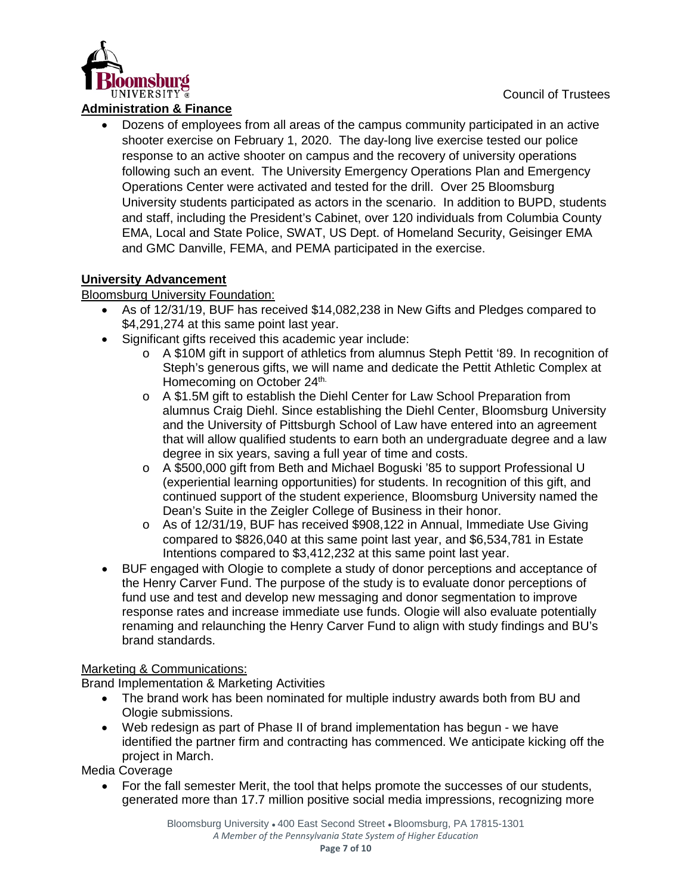## Administration & Finance

- Dozens of employees from all areas of the campus community participated in an active shooter exercise on February 1, 2020. The day-long live exercise tested our police response to an active shooter on campus and the recovery of university operations following such an event. The University Emergency Operations Plan and Emergency Operations Center were activated and tested for the drill. Over 25 Bloomsburg University students participated as actors in the scenario. In addition to BUPD, students and staff, including the President's Cabinet, over 120 individuals from Columbia County EMA, Local and State Police, SWAT, US Dept. of Homeland Security, Geisinger EMA and GMC Danville, FEMA, and PEMA participated in the exercise.

## University Advancement

Bloomsburg University Foundation:

- As of 12/31/19, BUF has received $14,082,238 in New Gifts and Pledges compared to $4,291,274 at this same point last year.
- Significant gifts received this academic year include:
  - A $10M gift in support of athletics from alumnus Steph Pettit '89. In recognition of Steph's generous gifts, we will name and dedicate the Pettit Athletic Complex at Homecoming on October 24th.
  - A $1.5M gift to establish the Diehl Center for Law School Preparation from alumnus Craig Diehl. Since establishing the Diehl Center, Bloomsburg University and the University of Pittsburgh School of Law have entered into an agreement that will allow qualified students to earn both an undergraduate degree and a law degree in six years, saving a full year of time and costs.
  - A $500,000 gift from Beth and Michael Boguski '85 to support Professional U (experiential learning opportunities) for students. In recognition of this gift, and continued support of the student experience, Bloomsburg University named the Dean's Suite in the Zeigler College of Business in their honor.
  - As of 12/31/19, BUF has received $908,122 in Annual, Immediate Use Giving compared to $826,040 at this same point last year, and $6,534,781 in Estate Intentions compared to $3,412,232 at this same point last year.
- BUF engaged with Ologie to complete a study of donor perceptions and acceptance of the Henry Carver Fund. The purpose of the study is to evaluate donor perceptions of fund use and test and develop new messaging and donor segmentation to improve response rates and increase immediate use funds. Ologie will also evaluate potentially renaming and relaunching the Henry Carver Fund to align with study findings and BU's brand standards.

Marketing & Communications:

Brand Implementation & Marketing Activities

- The brand work has been nominated for multiple industry awards both from BU and Ologie submissions.
- Web redesign as part of Phase II of brand implementation has begun - we have identified the partner firm and contracting has commenced. We anticipate kicking off the project in March.

Media Coverage

- For the fall semester Merit, the tool that helps promote the successes of our students, generated more than 17.7 million positive social media impressions, recognizing more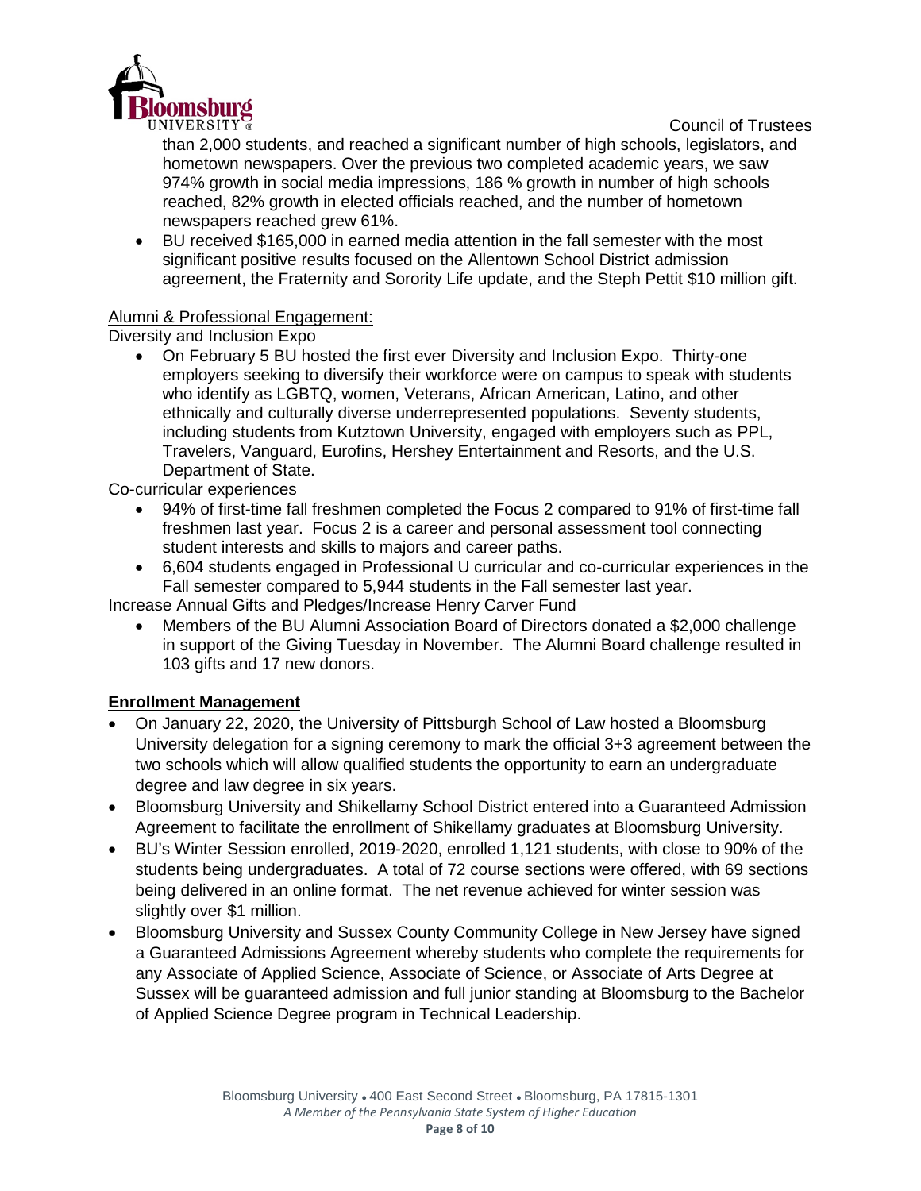than 2,000 students, and reached a significant number of high schools, legislators, and hometown newspapers. Over the previous two completed academic years, we saw 974% growth in social media impressions, 186 % growth in number of high schools reached, 82% growth in elected officials reached, and the number of hometown newspapers reached grew 61%.

- BU received $165,000 in earned media attention in the fall semester with the most significant positive results focused on the Allentown School District admission agreement, the Fraternity and Sorority Life update, and the Steph Pettit $10 million gift.

Alumni & Professional Engagement:

Diversity and Inclusion Expo

- On February 5 BU hosted the first ever Diversity and Inclusion Expo. Thirty-one employers seeking to diversify their workforce were on campus to speak with students who identify as LGBTQ, women, Veterans, African American, Latino, and other ethnically and culturally diverse underrepresented populations. Seventy students, including students from Kutztown University, engaged with employers such as PPL, Travelers, Vanguard, Eurofins, Hershey Entertainment and Resorts, and the U.S. Department of State.

Co-curricular experiences

- 94% of first-time fall freshmen completed the Focus 2 compared to 91% of first-time fall freshmen last year. Focus 2 is a career and personal assessment tool connecting student interests and skills to majors and career paths.
- 6,604 students engaged in Professional U curricular and co-curricular experiences in the Fall semester compared to 5,944 students in the Fall semester last year.

Increase Annual Gifts and Pledges/Increase Henry Carver Fund

- Members of the BU Alumni Association Board of Directors donated a $2,000 challenge in support of the Giving Tuesday in November. The Alumni Board challenge resulted in 103 gifts and 17 new donors.

**Enrollment Management**

- On January 22, 2020, the University of Pittsburgh School of Law hosted a Bloomsburg University delegation for a signing ceremony to mark the official 3+3 agreement between the two schools which will allow qualified students the opportunity to earn an undergraduate degree and law degree in six years.
- Bloomsburg University and Shikellamy School District entered into a Guaranteed Admission Agreement to facilitate the enrollment of Shikellamy graduates at Bloomsburg University.
- BU's Winter Session enrolled, 2019-2020, enrolled 1,121 students, with close to 90% of the students being undergraduates. A total of 72 course sections were offered, with 69 sections being delivered in an online format. The net revenue achieved for winter session was slightly over $1 million.
- Bloomsburg University and Sussex County Community College in New Jersey have signed a Guaranteed Admissions Agreement whereby students who complete the requirements for any Associate of Applied Science, Associate of Science, or Associate of Arts Degree at Sussex will be guaranteed admission and full junior standing at Bloomsburg to the Bachelor of Applied Science Degree program in Technical Leadership.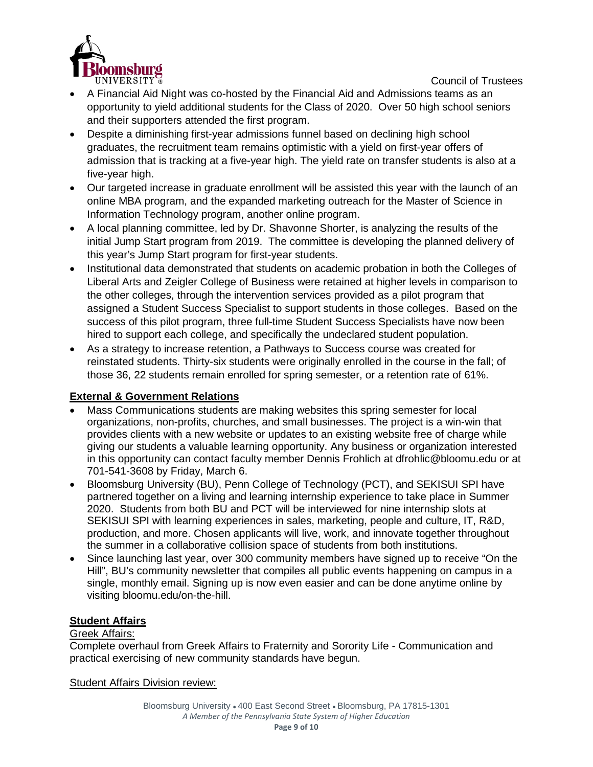- A Financial Aid Night was co-hosted by the Financial Aid and Admissions teams as an opportunity to yield additional students for the Class of 2020. Over 50 high school seniors and their supporters attended the first program.
- Despite a diminishing first-year admissions funnel based on declining high school graduates, the recruitment team remains optimistic with a yield on first-year offers of admission that is tracking at a five-year high. The yield rate on transfer students is also at a five-year high.
- Our targeted increase in graduate enrollment will be assisted this year with the launch of an online MBA program, and the expanded marketing outreach for the Master of Science in Information Technology program, another online program.
- A local planning committee, led by Dr. Shavonne Shorter, is analyzing the results of the initial Jump Start program from 2019. The committee is developing the planned delivery of this year's Jump Start program for first-year students.
- Institutional data demonstrated that students on academic probation in both the Colleges of Liberal Arts and Zeigler College of Business were retained at higher levels in comparison to the other colleges, through the intervention services provided as a pilot program that assigned a Student Success Specialist to support students in those colleges. Based on the success of this pilot program, three full-time Student Success Specialists have now been hired to support each college, and specifically the undeclared student population.
- As a strategy to increase retention, a Pathways to Success course was created for reinstated students. Thirty-six students were originally enrolled in the course in the fall; of those 36, 22 students remain enrolled for spring semester, or a retention rate of 61%.

**External & Government Relations**

- Mass Communications students are making websites this spring semester for local organizations, non-profits, churches, and small businesses. The project is a win-win that provides clients with a new website or updates to an existing website free of charge while giving our students a valuable learning opportunity. Any business or organization interested in this opportunity can contact faculty member Dennis Frohlich at dfrohlic@bloomu.edu or at 701-541-3608 by Friday, March 6.
- Bloomsburg University (BU), Penn College of Technology (PCT), and SEKISUI SPI have partnered together on a living and learning internship experience to take place in Summer 2020. Students from both BU and PCT will be interviewed for nine internship slots at SEKISUI SPI with learning experiences in sales, marketing, people and culture, IT, R&D, production, and more. Chosen applicants will live, work, and innovate together throughout the summer in a collaborative collision space of students from both institutions.
- Since launching last year, over 300 community members have signed up to receive "On the Hill", BU's community newsletter that compiles all public events happening on campus in a single, monthly email. Signing up is now even easier and can be done anytime online by visiting bloomu.edu/on-the-hill.

**Student Affairs**

Greek Affairs:

Complete overhaul from Greek Affairs to Fraternity and Sorority Life - Communication and practical exercising of new community standards have begun.

Student Affairs Division review: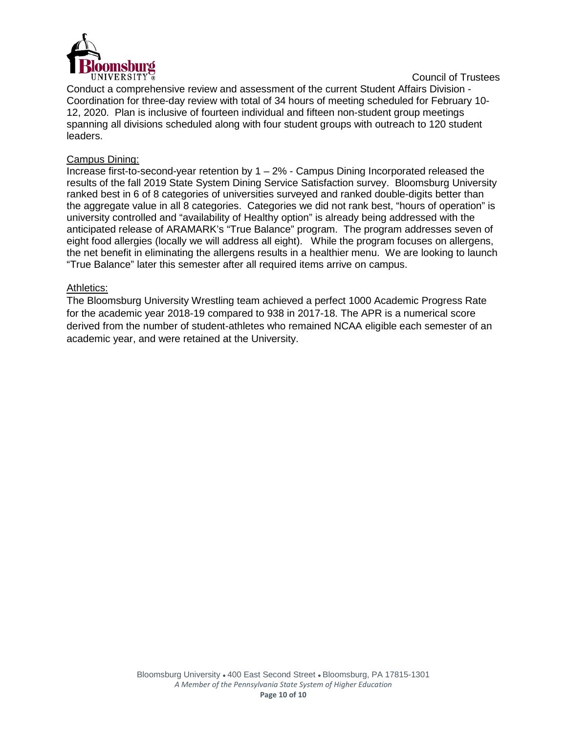Conduct a comprehensive review and assessment of the current Student Affairs Division - Coordination for three-day review with total of 34 hours of meeting scheduled for February 10-12, 2020. Plan is inclusive of fourteen individual and fifteen non-student group meetings spanning all divisions scheduled along with four student groups with outreach to 120 student leaders.

Campus Dining:

Increase first-to-second-year retention by 1 – 2% - Campus Dining Incorporated released the results of the fall 2019 State System Dining Service Satisfaction survey. Bloomsburg University ranked best in 6 of 8 categories of universities surveyed and ranked double-digits better than the aggregate value in all 8 categories. Categories we did not rank best, "hours of operation" is university controlled and "availability of Healthy option" is already being addressed with the anticipated release of ARAMARK's "True Balance" program. The program addresses seven of eight food allergies (locally we will address all eight). While the program focuses on allergens, the net benefit in eliminating the allergens results in a healthier menu. We are looking to launch "True Balance" later this semester after all required items arrive on campus.

Athletics:

The Bloomsburg University Wrestling team achieved a perfect 1000 Academic Progress Rate for the academic year 2018-19 compared to 938 in 2017-18. The APR is a numerical score derived from the number of student-athletes who remained NCAA eligible each semester of an academic year, and were retained at the University.